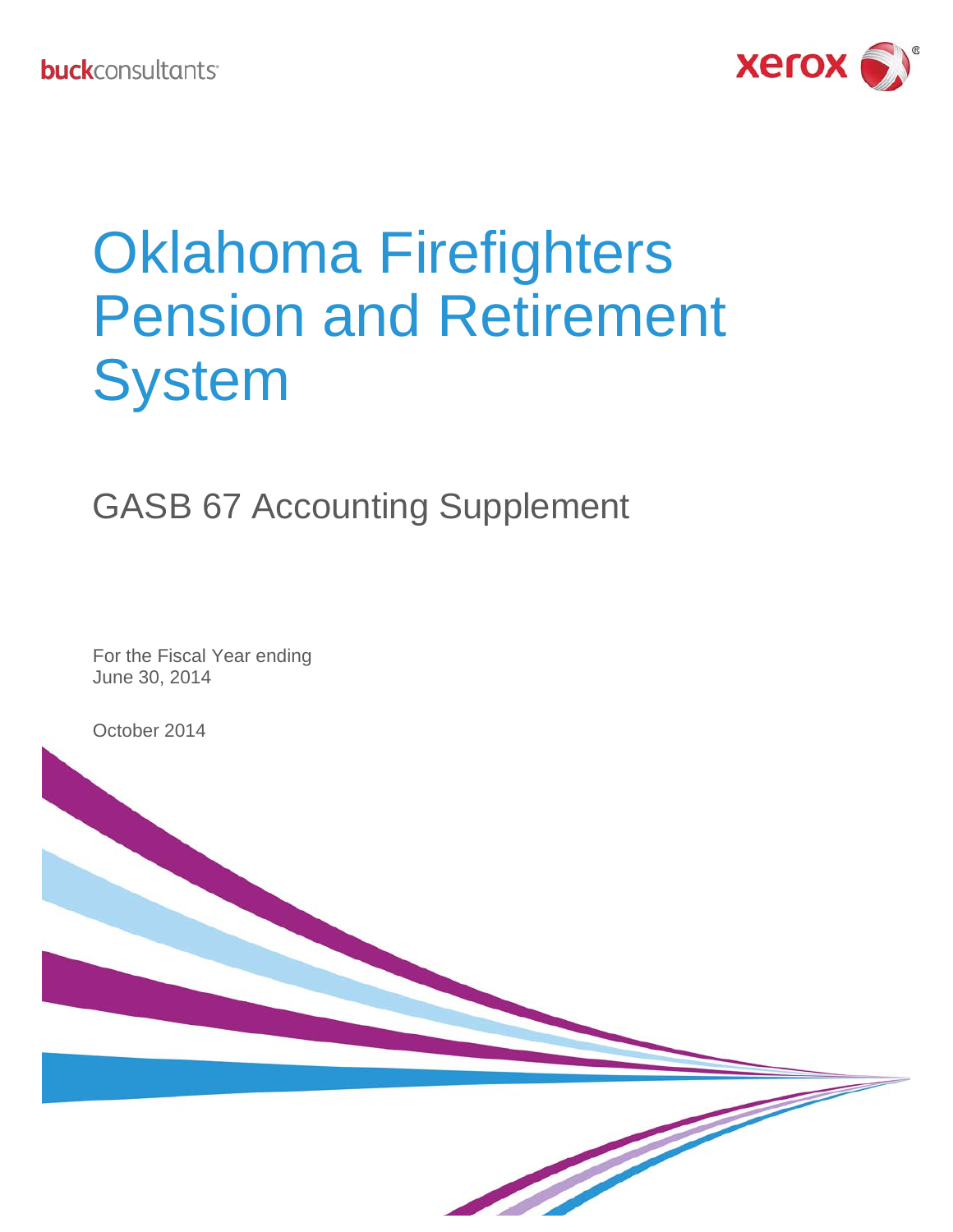buckconsultants

xerox

# Oklahoma Firefighters Pension and Retirement System

## GASB 67 Accounting Supplement

For the Fiscal Year ending
June 30, 2014

October 2014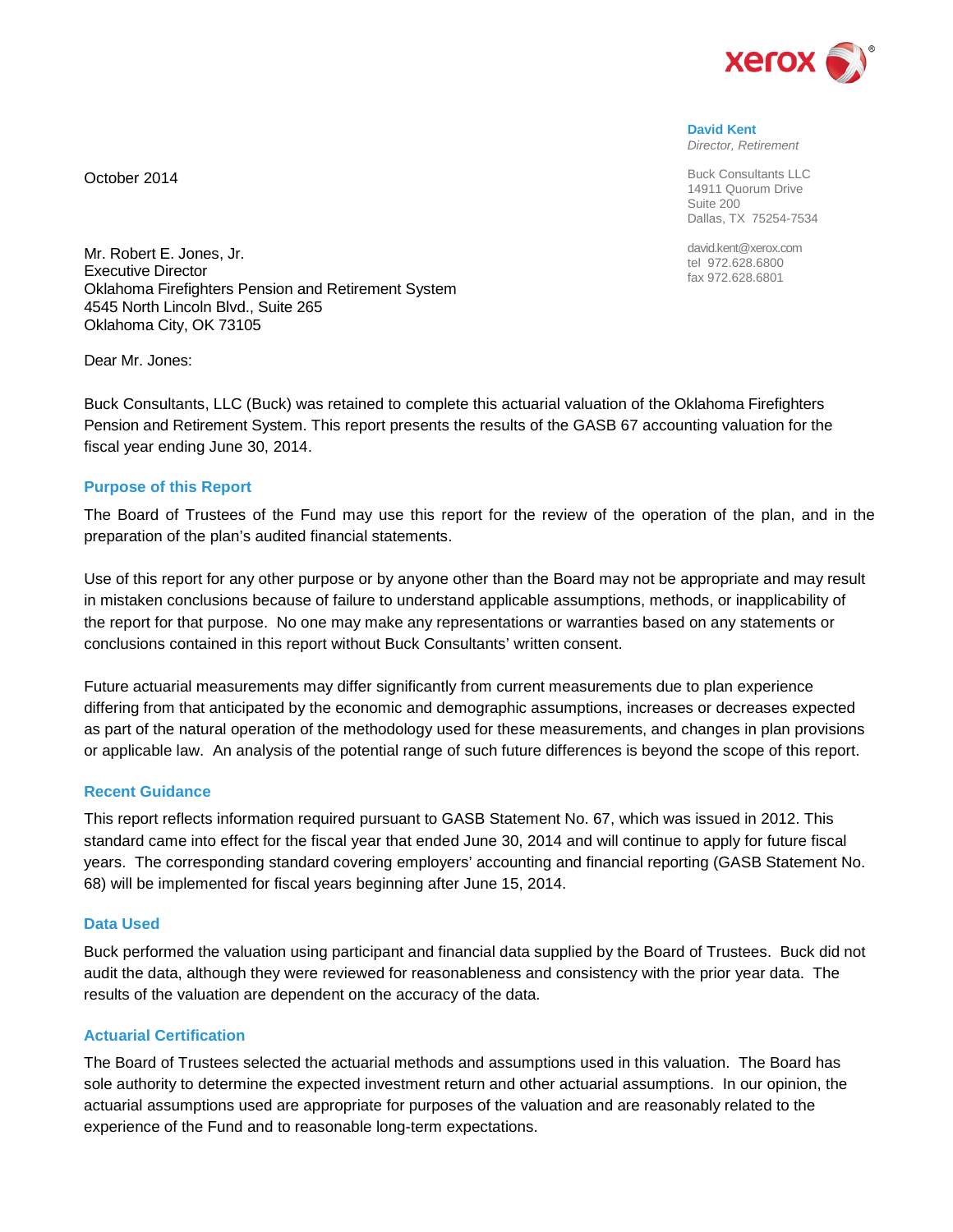**David Kent**
*Director, Retirement*

Buck Consultants LLC
14911 Quorum Drive
Suite 200
Dallas, TX 75254-7534

david.kent@xerox.com
tel 972.628.6800
fax 972.628.6801

October 2014

Mr. Robert E. Jones, Jr.
Executive Director
Oklahoma Firefighters Pension and Retirement System
4545 North Lincoln Blvd., Suite 265
Oklahoma City, OK 73105

Dear Mr. Jones:

Buck Consultants, LLC (Buck) was retained to complete this actuarial valuation of the Oklahoma Firefighters Pension and Retirement System. This report presents the results of the GASB 67 accounting valuation for the fiscal year ending June 30, 2014.

### Purpose of this Report

The Board of Trustees of the Fund may use this report for the review of the operation of the plan, and in the preparation of the plan's audited financial statements.

Use of this report for any other purpose or by anyone other than the Board may not be appropriate and may result in mistaken conclusions because of failure to understand applicable assumptions, methods, or inapplicability of the report for that purpose. No one may make any representations or warranties based on any statements or conclusions contained in this report without Buck Consultants' written consent.

Future actuarial measurements may differ significantly from current measurements due to plan experience differing from that anticipated by the economic and demographic assumptions, increases or decreases expected as part of the natural operation of the methodology used for these measurements, and changes in plan provisions or applicable law. An analysis of the potential range of such future differences is beyond the scope of this report.

### Recent Guidance

This report reflects information required pursuant to GASB Statement No. 67, which was issued in 2012. This standard came into effect for the fiscal year that ended June 30, 2014 and will continue to apply for future fiscal years. The corresponding standard covering employers' accounting and financial reporting (GASB Statement No. 68) will be implemented for fiscal years beginning after June 15, 2014.

### Data Used

Buck performed the valuation using participant and financial data supplied by the Board of Trustees. Buck did not audit the data, although they were reviewed for reasonableness and consistency with the prior year data. The results of the valuation are dependent on the accuracy of the data.

### Actuarial Certification

The Board of Trustees selected the actuarial methods and assumptions used in this valuation. The Board has sole authority to determine the expected investment return and other actuarial assumptions. In our opinion, the actuarial assumptions used are appropriate for purposes of the valuation and are reasonably related to the experience of the Fund and to reasonable long-term expectations.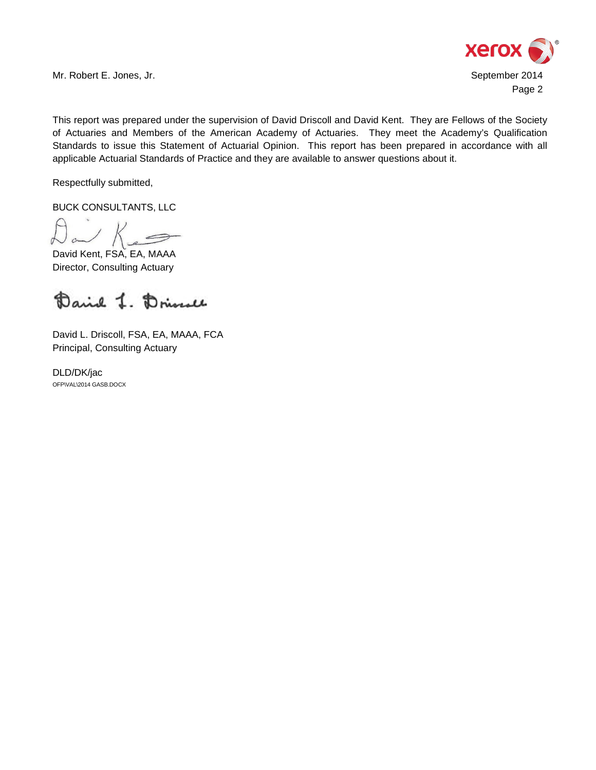Mr. Robert E. Jones, Jr.

September 2014

This report was prepared under the supervision of David Driscoll and David Kent. They are Fellows of the Society of Actuaries and Members of the American Academy of Actuaries. They meet the Academy's Qualification Standards to issue this Statement of Actuarial Opinion. This report has been prepared in accordance with all applicable Actuarial Standards of Practice and they are available to answer questions about it.

Respectfully submitted,

BUCK CONSULTANTS, LLC

David Kent, FSA, EA, MAAA
Director, Consulting Actuary

David L. Driscoll, FSA, EA, MAAA, FCA
Principal, Consulting Actuary

DLD/DK/jac
OFP\VAL\2014 GASB.DOCX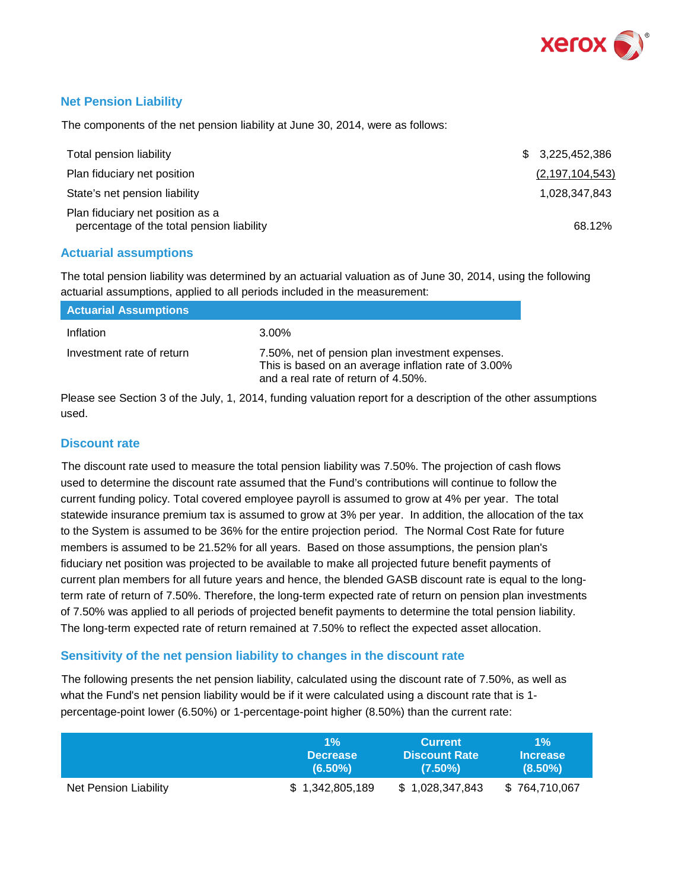## Net Pension Liability

The components of the net pension liability at June 30, 2014, were as follows:

| | |
|---|---|
| Total pension liability | $ 3,225,452,386 |
| Plan fiduciary net position | (2,197,104,543) |
| State's net pension liability | 1,028,347,843 |
| Plan fiduciary net position as a percentage of the total pension liability | 68.12% |

## Actuarial assumptions

The total pension liability was determined by an actuarial valuation as of June 30, 2014, using the following actuarial assumptions, applied to all periods included in the measurement:

| Actuarial Assumptions | |
|---|---|
| Inflation | 3.00% |
| Investment rate of return | 7.50%, net of pension plan investment expenses. This is based on an average inflation rate of 3.00% and a real rate of return of 4.50%. |

Please see Section 3 of the July, 1, 2014, funding valuation report for a description of the other assumptions used.

## Discount rate

The discount rate used to measure the total pension liability was 7.50%. The projection of cash flows used to determine the discount rate assumed that the Fund's contributions will continue to follow the current funding policy. Total covered employee payroll is assumed to grow at 4% per year. The total statewide insurance premium tax is assumed to grow at 3% per year. In addition, the allocation of the tax to the System is assumed to be 36% for the entire projection period. The Normal Cost Rate for future members is assumed to be 21.52% for all years. Based on those assumptions, the pension plan's fiduciary net position was projected to be available to make all projected future benefit payments of current plan members for all future years and hence, the blended GASB discount rate is equal to the long-term rate of return of 7.50%. Therefore, the long-term expected rate of return on pension plan investments of 7.50% was applied to all periods of projected benefit payments to determine the total pension liability. The long-term expected rate of return remained at 7.50% to reflect the expected asset allocation.

## Sensitivity of the net pension liability to changes in the discount rate

The following presents the net pension liability, calculated using the discount rate of 7.50%, as well as what the Fund's net pension liability would be if it were calculated using a discount rate that is 1-percentage-point lower (6.50%) or 1-percentage-point higher (8.50%) than the current rate:

| | 1% Decrease (6.50%) | Current Discount Rate (7.50%) | 1% Increase (8.50%) |
|---|---|---|---|
| Net Pension Liability | $ 1,342,805,189 | $ 1,028,347,843 | $ 764,710,067 |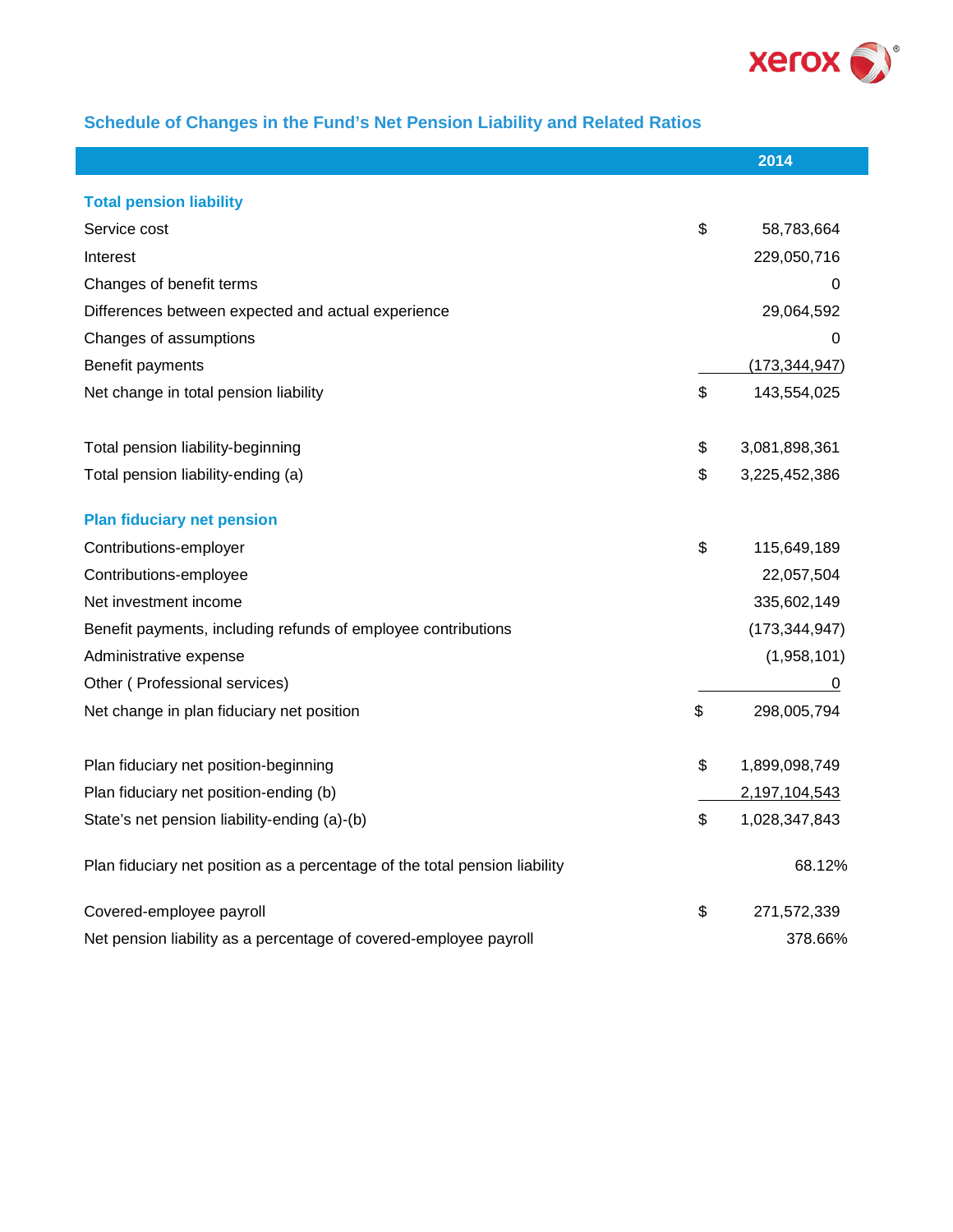## Schedule of Changes in the Fund's Net Pension Liability and Related Ratios

| | | 2014 |
|---|---|---|
| **Total pension liability** | | |
| Service cost | $ | 58,783,664 |
| Interest | | 229,050,716 |
| Changes of benefit terms | | 0 |
| Differences between expected and actual experience | | 29,064,592 |
| Changes of assumptions | | 0 |
| Benefit payments | | (173,344,947) |
| Net change in total pension liability | $ | 143,554,025 |
| | | |
| Total pension liability-beginning | $ | 3,081,898,361 |
| Total pension liability-ending (a) | $ | 3,225,452,386 |
| | | |
| **Plan fiduciary net pension** | | |
| Contributions-employer | $ | 115,649,189 |
| Contributions-employee | | 22,057,504 |
| Net investment income | | 335,602,149 |
| Benefit payments, including refunds of employee contributions | | (173,344,947) |
| Administrative expense | | (1,958,101) |
| Other ( Professional services) | | 0 |
| Net change in plan fiduciary net position | $ | 298,005,794 |
| | | |
| Plan fiduciary net position-beginning | $ | 1,899,098,749 |
| Plan fiduciary net position-ending (b) | | 2,197,104,543 |
| State's net pension liability-ending (a)-(b) | $ | 1,028,347,843 |
| | | |
| Plan fiduciary net position as a percentage of the total pension liability | | 68.12% |
| | | |
| Covered-employee payroll | $ | 271,572,339 |
| Net pension liability as a percentage of covered-employee payroll | | 378.66% |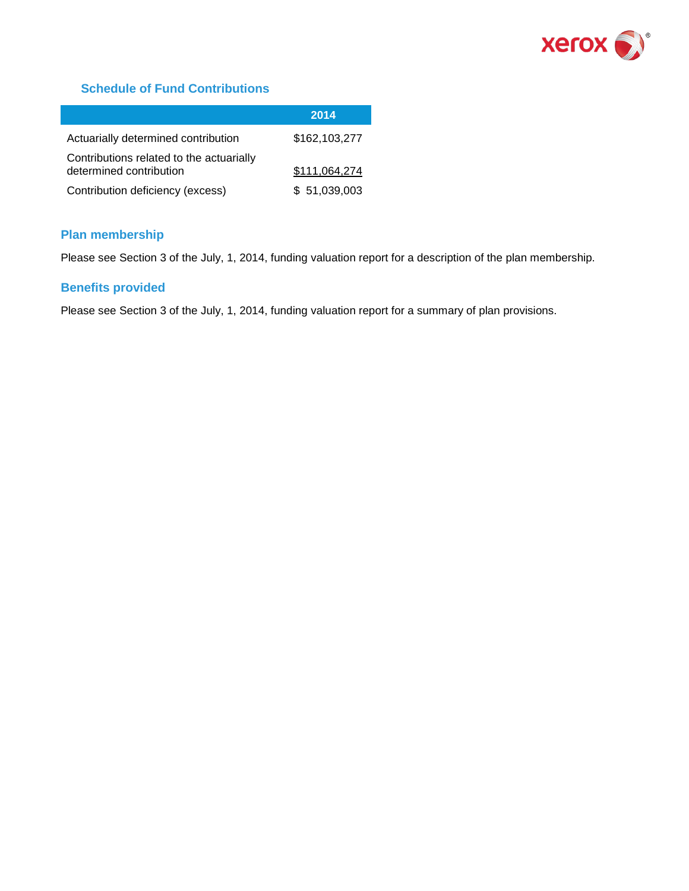## Schedule of Fund Contributions

| | 2014 |
|---|---|
| Actuarially determined contribution | $162,103,277 |
| Contributions related to the actuarially determined contribution | $111,064,274 |
| Contribution deficiency (excess) | $ 51,039,003 |

## Plan membership

Please see Section 3 of the July, 1, 2014, funding valuation report for a description of the plan membership.

## Benefits provided

Please see Section 3 of the July, 1, 2014, funding valuation report for a summary of plan provisions.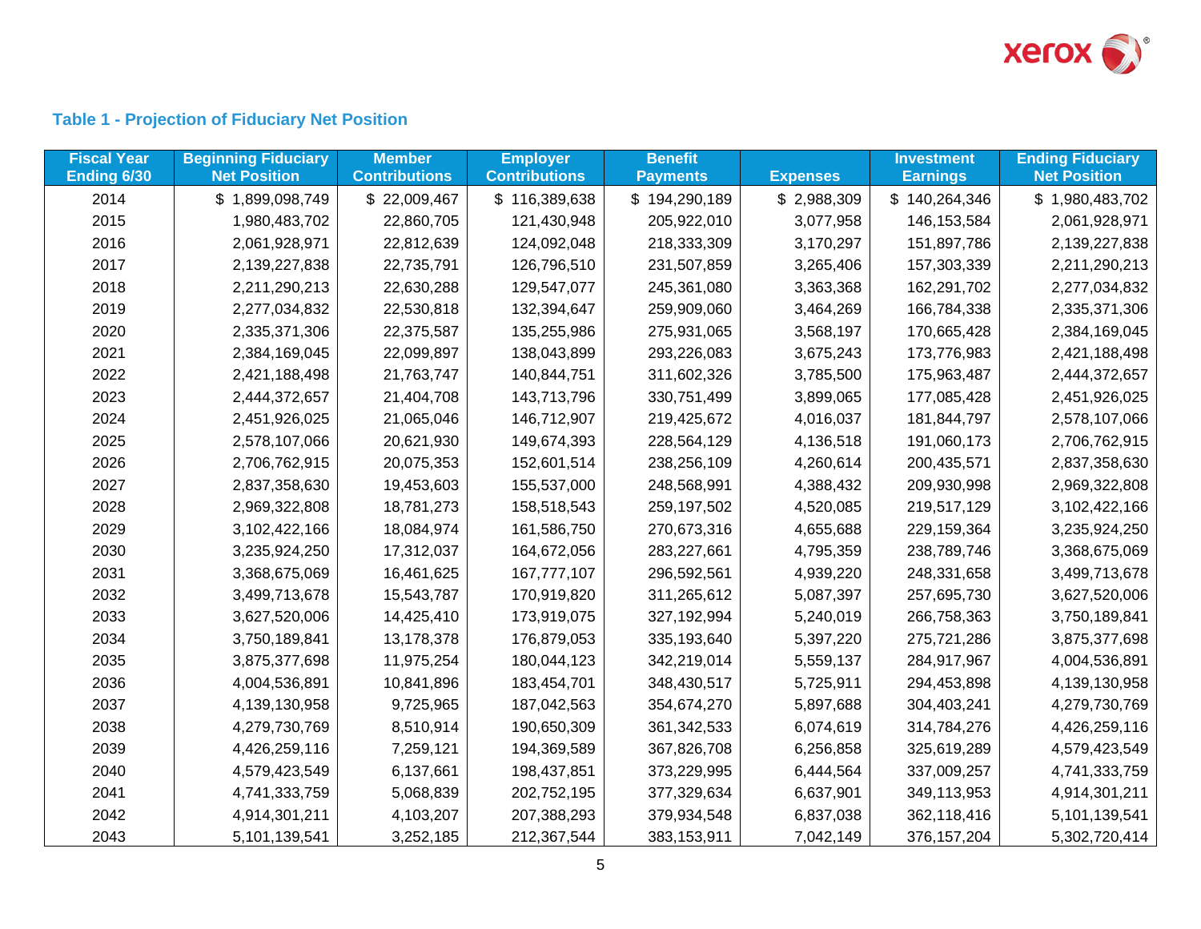### Table 1 - Projection of Fiduciary Net Position

| Fiscal Year Ending 6/30 | Beginning Fiduciary Net Position | Member Contributions | Employer Contributions | Benefit Payments | Expenses | Investment Earnings | Ending Fiduciary Net Position |
|---|---|---|---|---|---|---|---|
| 2014 | $ 1,899,098,749 | $ 22,009,467 | $ 116,389,638 | $ 194,290,189 | $ 2,988,309 | $ 140,264,346 | $ 1,980,483,702 |
| 2015 | 1,980,483,702 | 22,860,705 | 121,430,948 | 205,922,010 | 3,077,958 | 146,153,584 | 2,061,928,971 |
| 2016 | 2,061,928,971 | 22,812,639 | 124,092,048 | 218,333,309 | 3,170,297 | 151,897,786 | 2,139,227,838 |
| 2017 | 2,139,227,838 | 22,735,791 | 126,796,510 | 231,507,859 | 3,265,406 | 157,303,339 | 2,211,290,213 |
| 2018 | 2,211,290,213 | 22,630,288 | 129,547,077 | 245,361,080 | 3,363,368 | 162,291,702 | 2,277,034,832 |
| 2019 | 2,277,034,832 | 22,530,818 | 132,394,647 | 259,909,060 | 3,464,269 | 166,784,338 | 2,335,371,306 |
| 2020 | 2,335,371,306 | 22,375,587 | 135,255,986 | 275,931,065 | 3,568,197 | 170,665,428 | 2,384,169,045 |
| 2021 | 2,384,169,045 | 22,099,897 | 138,043,899 | 293,226,083 | 3,675,243 | 173,776,983 | 2,421,188,498 |
| 2022 | 2,421,188,498 | 21,763,747 | 140,844,751 | 311,602,326 | 3,785,500 | 175,963,487 | 2,444,372,657 |
| 2023 | 2,444,372,657 | 21,404,708 | 143,713,796 | 330,751,499 | 3,899,065 | 177,085,428 | 2,451,926,025 |
| 2024 | 2,451,926,025 | 21,065,046 | 146,712,907 | 219,425,672 | 4,016,037 | 181,844,797 | 2,578,107,066 |
| 2025 | 2,578,107,066 | 20,621,930 | 149,674,393 | 228,564,129 | 4,136,518 | 191,060,173 | 2,706,762,915 |
| 2026 | 2,706,762,915 | 20,075,353 | 152,601,514 | 238,256,109 | 4,260,614 | 200,435,571 | 2,837,358,630 |
| 2027 | 2,837,358,630 | 19,453,603 | 155,537,000 | 248,568,991 | 4,388,432 | 209,930,998 | 2,969,322,808 |
| 2028 | 2,969,322,808 | 18,781,273 | 158,518,543 | 259,197,502 | 4,520,085 | 219,517,129 | 3,102,422,166 |
| 2029 | 3,102,422,166 | 18,084,974 | 161,586,750 | 270,673,316 | 4,655,688 | 229,159,364 | 3,235,924,250 |
| 2030 | 3,235,924,250 | 17,312,037 | 164,672,056 | 283,227,661 | 4,795,359 | 238,789,746 | 3,368,675,069 |
| 2031 | 3,368,675,069 | 16,461,625 | 167,777,107 | 296,592,561 | 4,939,220 | 248,331,658 | 3,499,713,678 |
| 2032 | 3,499,713,678 | 15,543,787 | 170,919,820 | 311,265,612 | 5,087,397 | 257,695,730 | 3,627,520,006 |
| 2033 | 3,627,520,006 | 14,425,410 | 173,919,075 | 327,192,994 | 5,240,019 | 266,758,363 | 3,750,189,841 |
| 2034 | 3,750,189,841 | 13,178,378 | 176,879,053 | 335,193,640 | 5,397,220 | 275,721,286 | 3,875,377,698 |
| 2035 | 3,875,377,698 | 11,975,254 | 180,044,123 | 342,219,014 | 5,559,137 | 284,917,967 | 4,004,536,891 |
| 2036 | 4,004,536,891 | 10,841,896 | 183,454,701 | 348,430,517 | 5,725,911 | 294,453,898 | 4,139,130,958 |
| 2037 | 4,139,130,958 | 9,725,965 | 187,042,563 | 354,674,270 | 5,897,688 | 304,403,241 | 4,279,730,769 |
| 2038 | 4,279,730,769 | 8,510,914 | 190,650,309 | 361,342,533 | 6,074,619 | 314,784,276 | 4,426,259,116 |
| 2039 | 4,426,259,116 | 7,259,121 | 194,369,589 | 367,826,708 | 6,256,858 | 325,619,289 | 4,579,423,549 |
| 2040 | 4,579,423,549 | 6,137,661 | 198,437,851 | 373,229,995 | 6,444,564 | 337,009,257 | 4,741,333,759 |
| 2041 | 4,741,333,759 | 5,068,839 | 202,752,195 | 377,329,634 | 6,637,901 | 349,113,953 | 4,914,301,211 |
| 2042 | 4,914,301,211 | 4,103,207 | 207,388,293 | 379,934,548 | 6,837,038 | 362,118,416 | 5,101,139,541 |
| 2043 | 5,101,139,541 | 3,252,185 | 212,367,544 | 383,153,911 | 7,042,149 | 376,157,204 | 5,302,720,414 |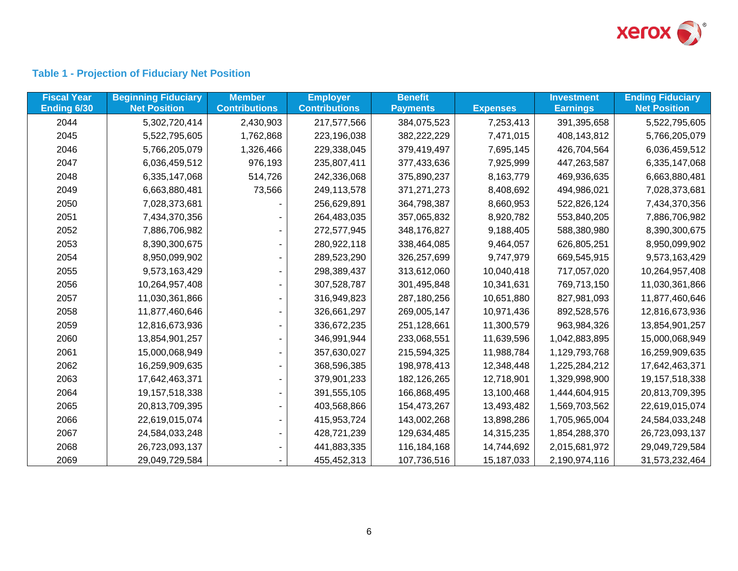### Table 1 - Projection of Fiduciary Net Position

| Fiscal Year Ending 6/30 | Beginning Fiduciary Net Position | Member Contributions | Employer Contributions | Benefit Payments | Expenses | Investment Earnings | Ending Fiduciary Net Position |
|---|---|---|---|---|---|---|---|
| 2044 | 5,302,720,414 | 2,430,903 | 217,577,566 | 384,075,523 | 7,253,413 | 391,395,658 | 5,522,795,605 |
| 2045 | 5,522,795,605 | 1,762,868 | 223,196,038 | 382,222,229 | 7,471,015 | 408,143,812 | 5,766,205,079 |
| 2046 | 5,766,205,079 | 1,326,466 | 229,338,045 | 379,419,497 | 7,695,145 | 426,704,564 | 6,036,459,512 |
| 2047 | 6,036,459,512 | 976,193 | 235,807,411 | 377,433,636 | 7,925,999 | 447,263,587 | 6,335,147,068 |
| 2048 | 6,335,147,068 | 514,726 | 242,336,068 | 375,890,237 | 8,163,779 | 469,936,635 | 6,663,880,481 |
| 2049 | 6,663,880,481 | 73,566 | 249,113,578 | 371,271,273 | 8,408,692 | 494,986,021 | 7,028,373,681 |
| 2050 | 7,028,373,681 | - | 256,629,891 | 364,798,387 | 8,660,953 | 522,826,124 | 7,434,370,356 |
| 2051 | 7,434,370,356 | - | 264,483,035 | 357,065,832 | 8,920,782 | 553,840,205 | 7,886,706,982 |
| 2052 | 7,886,706,982 | - | 272,577,945 | 348,176,827 | 9,188,405 | 588,380,980 | 8,390,300,675 |
| 2053 | 8,390,300,675 | - | 280,922,118 | 338,464,085 | 9,464,057 | 626,805,251 | 8,950,099,902 |
| 2054 | 8,950,099,902 | - | 289,523,290 | 326,257,699 | 9,747,979 | 669,545,915 | 9,573,163,429 |
| 2055 | 9,573,163,429 | - | 298,389,437 | 313,612,060 | 10,040,418 | 717,057,020 | 10,264,957,408 |
| 2056 | 10,264,957,408 | - | 307,528,787 | 301,495,848 | 10,341,631 | 769,713,150 | 11,030,361,866 |
| 2057 | 11,030,361,866 | - | 316,949,823 | 287,180,256 | 10,651,880 | 827,981,093 | 11,877,460,646 |
| 2058 | 11,877,460,646 | - | 326,661,297 | 269,005,147 | 10,971,436 | 892,528,576 | 12,816,673,936 |
| 2059 | 12,816,673,936 | - | 336,672,235 | 251,128,661 | 11,300,579 | 963,984,326 | 13,854,901,257 |
| 2060 | 13,854,901,257 | - | 346,991,944 | 233,068,551 | 11,639,596 | 1,042,883,895 | 15,000,068,949 |
| 2061 | 15,000,068,949 | - | 357,630,027 | 215,594,325 | 11,988,784 | 1,129,793,768 | 16,259,909,635 |
| 2062 | 16,259,909,635 | - | 368,596,385 | 198,978,413 | 12,348,448 | 1,225,284,212 | 17,642,463,371 |
| 2063 | 17,642,463,371 | - | 379,901,233 | 182,126,265 | 12,718,901 | 1,329,998,900 | 19,157,518,338 |
| 2064 | 19,157,518,338 | - | 391,555,105 | 166,868,495 | 13,100,468 | 1,444,604,915 | 20,813,709,395 |
| 2065 | 20,813,709,395 | - | 403,568,866 | 154,473,267 | 13,493,482 | 1,569,703,562 | 22,619,015,074 |
| 2066 | 22,619,015,074 | - | 415,953,724 | 143,002,268 | 13,898,286 | 1,705,965,004 | 24,584,033,248 |
| 2067 | 24,584,033,248 | - | 428,721,239 | 129,634,485 | 14,315,235 | 1,854,288,370 | 26,723,093,137 |
| 2068 | 26,723,093,137 | - | 441,883,335 | 116,184,168 | 14,744,692 | 2,015,681,972 | 29,049,729,584 |
| 2069 | 29,049,729,584 | - | 455,452,313 | 107,736,516 | 15,187,033 | 2,190,974,116 | 31,573,232,464 |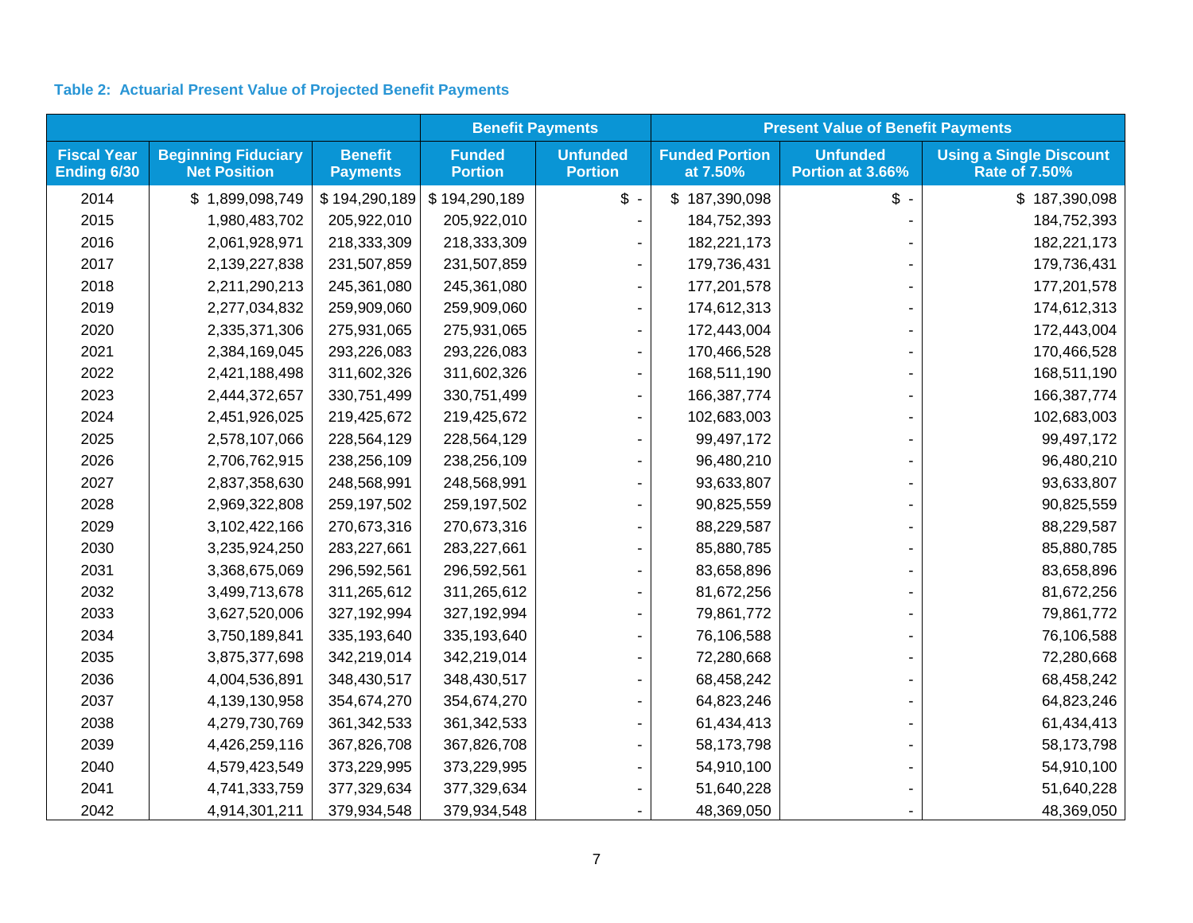**Table 2: Actuarial Present Value of Projected Benefit Payments**

| | | | Benefit Payments | | Present Value of Benefit Payments | | |
|---|---|---|---|---|---|---|---|
| Fiscal Year Ending 6/30 | Beginning Fiduciary Net Position | Benefit Payments | Funded Portion | Unfunded Portion | Funded Portion at 7.50% | Unfunded Portion at 3.66% | Using a Single Discount Rate of 7.50% |
| 2014 | $ 1,899,098,749 | $ 194,290,189 | $ 194,290,189 | $ - | $ 187,390,098 | $ - | $ 187,390,098 |
| 2015 | 1,980,483,702 | 205,922,010 | 205,922,010 | - | 184,752,393 | - | 184,752,393 |
| 2016 | 2,061,928,971 | 218,333,309 | 218,333,309 | - | 182,221,173 | - | 182,221,173 |
| 2017 | 2,139,227,838 | 231,507,859 | 231,507,859 | - | 179,736,431 | - | 179,736,431 |
| 2018 | 2,211,290,213 | 245,361,080 | 245,361,080 | - | 177,201,578 | - | 177,201,578 |
| 2019 | 2,277,034,832 | 259,909,060 | 259,909,060 | - | 174,612,313 | - | 174,612,313 |
| 2020 | 2,335,371,306 | 275,931,065 | 275,931,065 | - | 172,443,004 | - | 172,443,004 |
| 2021 | 2,384,169,045 | 293,226,083 | 293,226,083 | - | 170,466,528 | - | 170,466,528 |
| 2022 | 2,421,188,498 | 311,602,326 | 311,602,326 | - | 168,511,190 | - | 168,511,190 |
| 2023 | 2,444,372,657 | 330,751,499 | 330,751,499 | - | 166,387,774 | - | 166,387,774 |
| 2024 | 2,451,926,025 | 219,425,672 | 219,425,672 | - | 102,683,003 | - | 102,683,003 |
| 2025 | 2,578,107,066 | 228,564,129 | 228,564,129 | - | 99,497,172 | - | 99,497,172 |
| 2026 | 2,706,762,915 | 238,256,109 | 238,256,109 | - | 96,480,210 | - | 96,480,210 |
| 2027 | 2,837,358,630 | 248,568,991 | 248,568,991 | - | 93,633,807 | - | 93,633,807 |
| 2028 | 2,969,322,808 | 259,197,502 | 259,197,502 | - | 90,825,559 | - | 90,825,559 |
| 2029 | 3,102,422,166 | 270,673,316 | 270,673,316 | - | 88,229,587 | - | 88,229,587 |
| 2030 | 3,235,924,250 | 283,227,661 | 283,227,661 | - | 85,880,785 | - | 85,880,785 |
| 2031 | 3,368,675,069 | 296,592,561 | 296,592,561 | - | 83,658,896 | - | 83,658,896 |
| 2032 | 3,499,713,678 | 311,265,612 | 311,265,612 | - | 81,672,256 | - | 81,672,256 |
| 2033 | 3,627,520,006 | 327,192,994 | 327,192,994 | - | 79,861,772 | - | 79,861,772 |
| 2034 | 3,750,189,841 | 335,193,640 | 335,193,640 | - | 76,106,588 | - | 76,106,588 |
| 2035 | 3,875,377,698 | 342,219,014 | 342,219,014 | - | 72,280,668 | - | 72,280,668 |
| 2036 | 4,004,536,891 | 348,430,517 | 348,430,517 | - | 68,458,242 | - | 68,458,242 |
| 2037 | 4,139,130,958 | 354,674,270 | 354,674,270 | - | 64,823,246 | - | 64,823,246 |
| 2038 | 4,279,730,769 | 361,342,533 | 361,342,533 | - | 61,434,413 | - | 61,434,413 |
| 2039 | 4,426,259,116 | 367,826,708 | 367,826,708 | - | 58,173,798 | - | 58,173,798 |
| 2040 | 4,579,423,549 | 373,229,995 | 373,229,995 | - | 54,910,100 | - | 54,910,100 |
| 2041 | 4,741,333,759 | 377,329,634 | 377,329,634 | - | 51,640,228 | - | 51,640,228 |
| 2042 | 4,914,301,211 | 379,934,548 | 379,934,548 | - | 48,369,050 | - | 48,369,050 |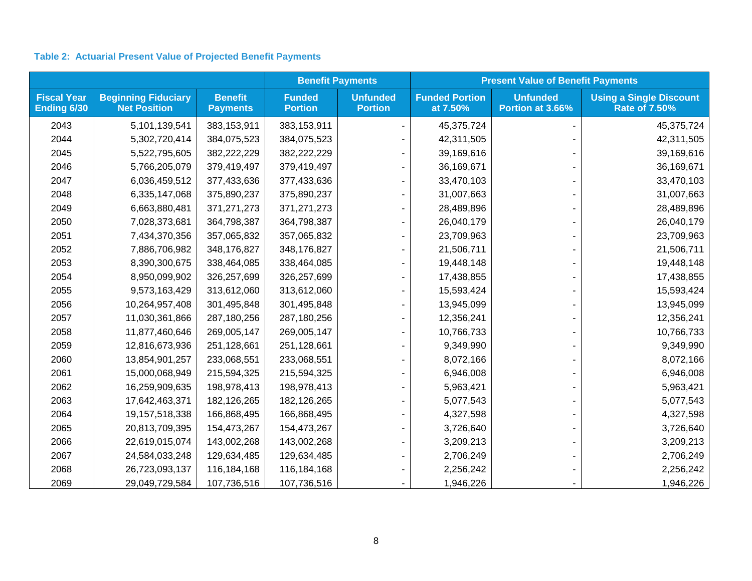**Table 2: Actuarial Present Value of Projected Benefit Payments**

| | | | Benefit Payments | | Present Value of Benefit Payments | | |
|---|---|---|---|---|---|---|---|
| Fiscal Year Ending 6/30 | Beginning Fiduciary Net Position | Benefit Payments | Funded Portion | Unfunded Portion | Funded Portion at 7.50% | Unfunded Portion at 3.66% | Using a Single Discount Rate of 7.50% |
| 2043 | 5,101,139,541 | 383,153,911 | 383,153,911 | - | 45,375,724 | - | 45,375,724 |
| 2044 | 5,302,720,414 | 384,075,523 | 384,075,523 | - | 42,311,505 | - | 42,311,505 |
| 2045 | 5,522,795,605 | 382,222,229 | 382,222,229 | - | 39,169,616 | - | 39,169,616 |
| 2046 | 5,766,205,079 | 379,419,497 | 379,419,497 | - | 36,169,671 | - | 36,169,671 |
| 2047 | 6,036,459,512 | 377,433,636 | 377,433,636 | - | 33,470,103 | - | 33,470,103 |
| 2048 | 6,335,147,068 | 375,890,237 | 375,890,237 | - | 31,007,663 | - | 31,007,663 |
| 2049 | 6,663,880,481 | 371,271,273 | 371,271,273 | - | 28,489,896 | - | 28,489,896 |
| 2050 | 7,028,373,681 | 364,798,387 | 364,798,387 | - | 26,040,179 | - | 26,040,179 |
| 2051 | 7,434,370,356 | 357,065,832 | 357,065,832 | - | 23,709,963 | - | 23,709,963 |
| 2052 | 7,886,706,982 | 348,176,827 | 348,176,827 | - | 21,506,711 | - | 21,506,711 |
| 2053 | 8,390,300,675 | 338,464,085 | 338,464,085 | - | 19,448,148 | - | 19,448,148 |
| 2054 | 8,950,099,902 | 326,257,699 | 326,257,699 | - | 17,438,855 | - | 17,438,855 |
| 2055 | 9,573,163,429 | 313,612,060 | 313,612,060 | - | 15,593,424 | - | 15,593,424 |
| 2056 | 10,264,957,408 | 301,495,848 | 301,495,848 | - | 13,945,099 | - | 13,945,099 |
| 2057 | 11,030,361,866 | 287,180,256 | 287,180,256 | - | 12,356,241 | - | 12,356,241 |
| 2058 | 11,877,460,646 | 269,005,147 | 269,005,147 | - | 10,766,733 | - | 10,766,733 |
| 2059 | 12,816,673,936 | 251,128,661 | 251,128,661 | - | 9,349,990 | - | 9,349,990 |
| 2060 | 13,854,901,257 | 233,068,551 | 233,068,551 | - | 8,072,166 | - | 8,072,166 |
| 2061 | 15,000,068,949 | 215,594,325 | 215,594,325 | - | 6,946,008 | - | 6,946,008 |
| 2062 | 16,259,909,635 | 198,978,413 | 198,978,413 | - | 5,963,421 | - | 5,963,421 |
| 2063 | 17,642,463,371 | 182,126,265 | 182,126,265 | - | 5,077,543 | - | 5,077,543 |
| 2064 | 19,157,518,338 | 166,868,495 | 166,868,495 | - | 4,327,598 | - | 4,327,598 |
| 2065 | 20,813,709,395 | 154,473,267 | 154,473,267 | - | 3,726,640 | - | 3,726,640 |
| 2066 | 22,619,015,074 | 143,002,268 | 143,002,268 | - | 3,209,213 | - | 3,209,213 |
| 2067 | 24,584,033,248 | 129,634,485 | 129,634,485 | - | 2,706,249 | - | 2,706,249 |
| 2068 | 26,723,093,137 | 116,184,168 | 116,184,168 | - | 2,256,242 | - | 2,256,242 |
| 2069 | 29,049,729,584 | 107,736,516 | 107,736,516 | - | 1,946,226 | - | 1,946,226 |